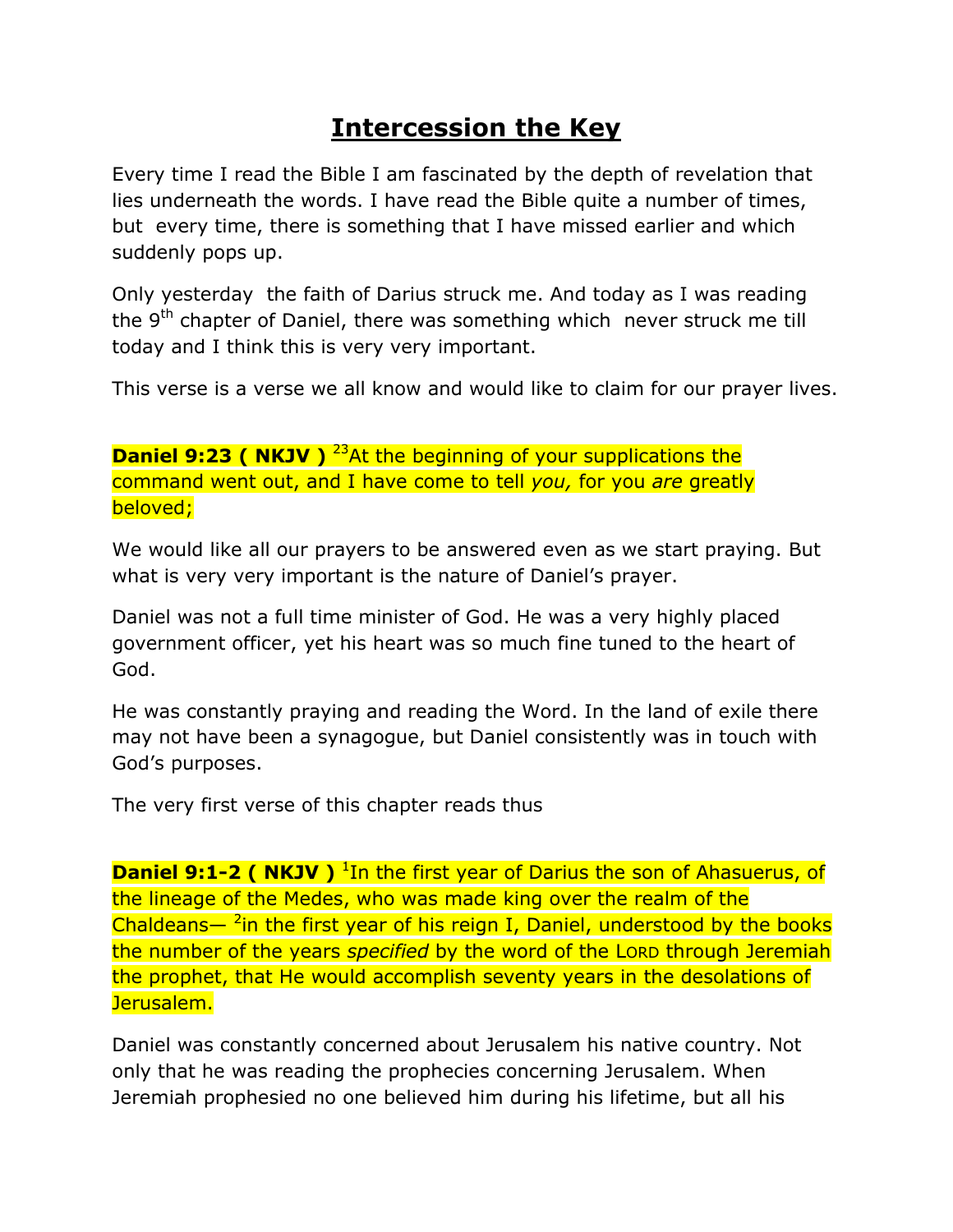# **Intercession the Key**

Every time I read the Bible I am fascinated by the depth of revelation that lies underneath the words. I have read the Bible quite a number of times, but every time, there is something that I have missed earlier and which suddenly pops up.

Only yesterday the faith of Darius struck me. And today as I was reading the 9th chapter of Daniel, there was something which never struck me till today and I think this is very very important.

This verse is a verse we all know and would like to claim for our prayer lives.

**Daniel 9:23 ( NKJV )** [23]At the beginning of your supplications the command went out, and I have come to tell *you,* for you *are* greatly beloved;

We would like all our prayers to be answered even as we start praying. But what is very very important is the nature of Daniel's prayer.

Daniel was not a full time minister of God. He was a very highly placed government officer, yet his heart was so much fine tuned to the heart of God.

He was constantly praying and reading the Word. In the land of exile there may not have been a synagogue, but Daniel consistently was in touch with God's purposes.

The very first verse of this chapter reads thus

**Daniel 9:1-2 ( NKJV )** [1]In the first year of Darius the son of Ahasuerus, of the lineage of the Medes, who was made king over the realm of the Chaldeans— [2]in the first year of his reign I, Daniel, understood by the books the number of the years *specified* by the word of the LORD through Jeremiah the prophet, that He would accomplish seventy years in the desolations of Jerusalem.

Daniel was constantly concerned about Jerusalem his native country. Not only that he was reading the prophecies concerning Jerusalem. When Jeremiah prophesied no one believed him during his lifetime, but all his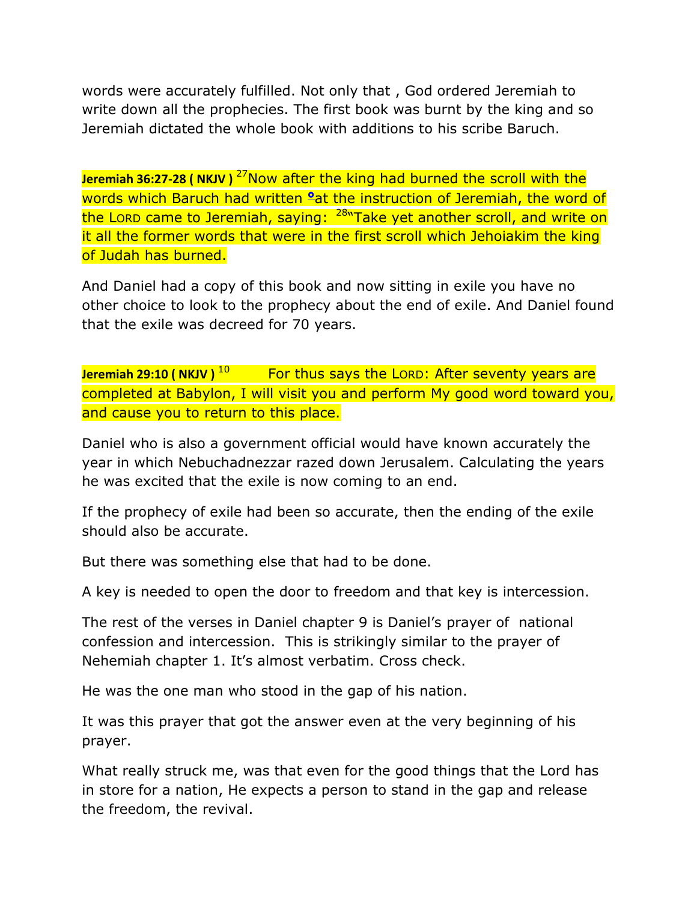words were accurately fulfilled. Not only that , God ordered Jeremiah to write down all the prophecies. The first book was burnt by the king and so Jeremiah dictated the whole book with additions to his scribe Baruch.

**Jeremiah 36:27-28 ( NKJV )** [27]Now after the king had burned the scroll with the words which Baruch had written [a]at the instruction of Jeremiah, the word of the LORD came to Jeremiah, saying: [28]"Take yet another scroll, and write on it all the former words that were in the first scroll which Jehoiakim the king of Judah has burned.

And Daniel had a copy of this book and now sitting in exile you have no other choice to look to the prophecy about the end of exile. And Daniel found that the exile was decreed for 70 years.

**Jeremiah 29:10 ( NKJV )** [10] For thus says the LORD: After seventy years are completed at Babylon, I will visit you and perform My good word toward you, and cause you to return to this place.

Daniel who is also a government official would have known accurately the year in which Nebuchadnezzar razed down Jerusalem. Calculating the years he was excited that the exile is now coming to an end.

If the prophecy of exile had been so accurate, then the ending of the exile should also be accurate.

But there was something else that had to be done.

A key is needed to open the door to freedom and that key is intercession.

The rest of the verses in Daniel chapter 9 is Daniel's prayer of national confession and intercession. This is strikingly similar to the prayer of Nehemiah chapter 1. It's almost verbatim. Cross check.

He was the one man who stood in the gap of his nation.

It was this prayer that got the answer even at the very beginning of his prayer.

What really struck me, was that even for the good things that the Lord has in store for a nation, He expects a person to stand in the gap and release the freedom, the revival.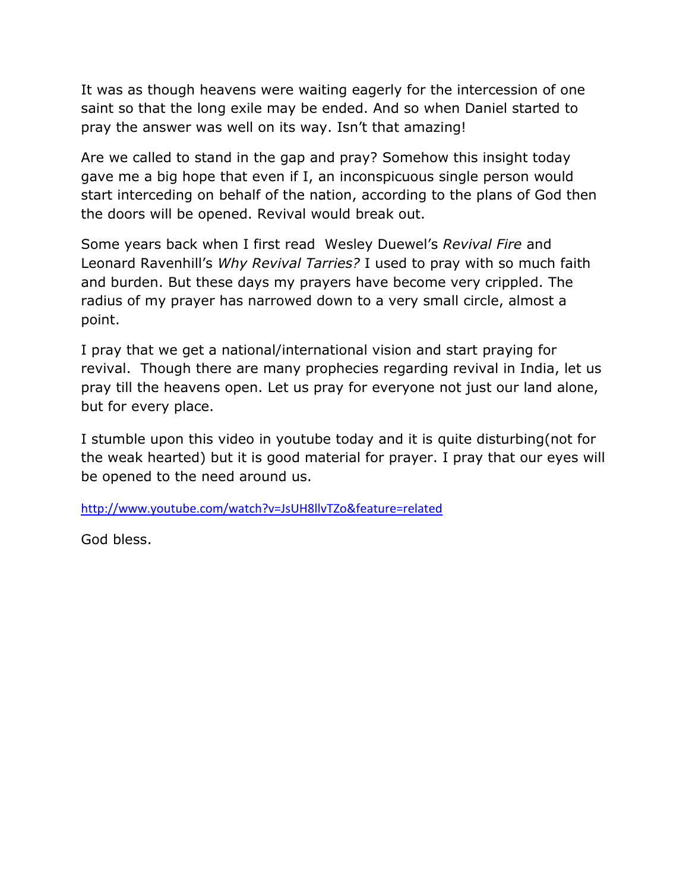It was as though heavens were waiting eagerly for the intercession of one saint so that the long exile may be ended. And so when Daniel started to pray the answer was well on its way. Isn't that amazing!

Are we called to stand in the gap and pray? Somehow this insight today gave me a big hope that even if I, an inconspicuous single person would start interceding on behalf of the nation, according to the plans of God then the doors will be opened. Revival would break out.

Some years back when I first read Wesley Duewel's *Revival Fire* and Leonard Ravenhill's *Why Revival Tarries?* I used to pray with so much faith and burden. But these days my prayers have become very crippled. The radius of my prayer has narrowed down to a very small circle, almost a point.

I pray that we get a national/international vision and start praying for revival. Though there are many prophecies regarding revival in India, let us pray till the heavens open. Let us pray for everyone not just our land alone, but for every place.

I stumble upon this video in youtube today and it is quite disturbing(not for the weak hearted) but it is good material for prayer. I pray that our eyes will be opened to the need around us.

http://www.youtube.com/watch?v=JsUH8llvTZo&feature=related

God bless.